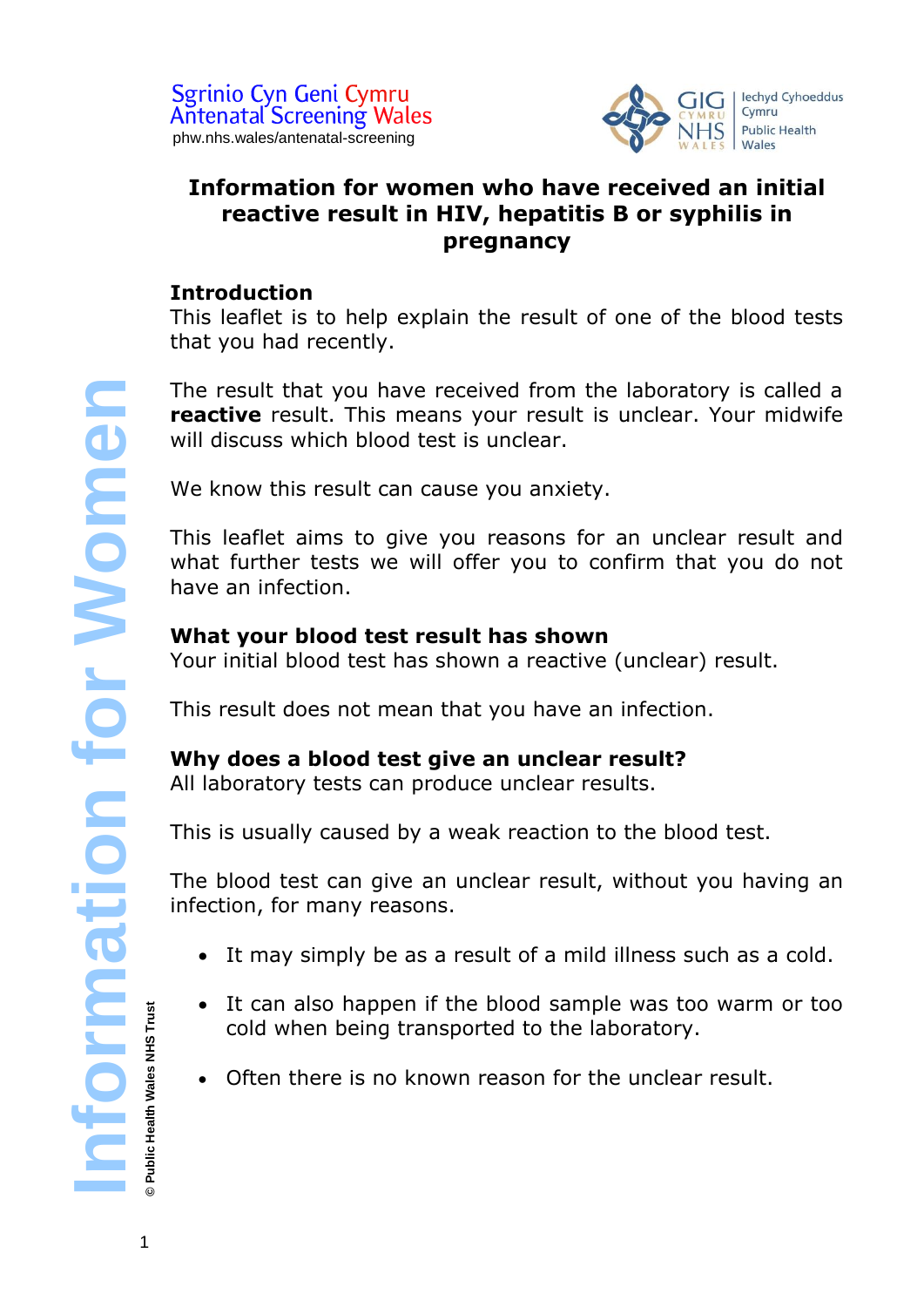Sgrinio Cyn Geni Cymru
Antenatal Screening Wales
phw.nhs.wales/antenatal-screening

GIG Cymru NHS Wales | Iechyd Cyhoeddus Cymru Public Health Wales

# Information for women who have received an initial reactive result in HIV, hepatitis B or syphilis in pregnancy

## Introduction

This leaflet is to help explain the result of one of the blood tests that you had recently.

The result that you have received from the laboratory is called a **reactive** result. This means your result is unclear. Your midwife will discuss which blood test is unclear.

We know this result can cause you anxiety.

This leaflet aims to give you reasons for an unclear result and what further tests we will offer you to confirm that you do not have an infection.

## What your blood test result has shown

Your initial blood test has shown a reactive (unclear) result.

This result does not mean that you have an infection.

## Why does a blood test give an unclear result?

All laboratory tests can produce unclear results.

This is usually caused by a weak reaction to the blood test.

The blood test can give an unclear result, without you having an infection, for many reasons.

- It may simply be as a result of a mild illness such as a cold.
- It can also happen if the blood sample was too warm or too cold when being transported to the laboratory.
- Often there is no known reason for the unclear result.

Information for Women

© Public Health Wales NHS Trust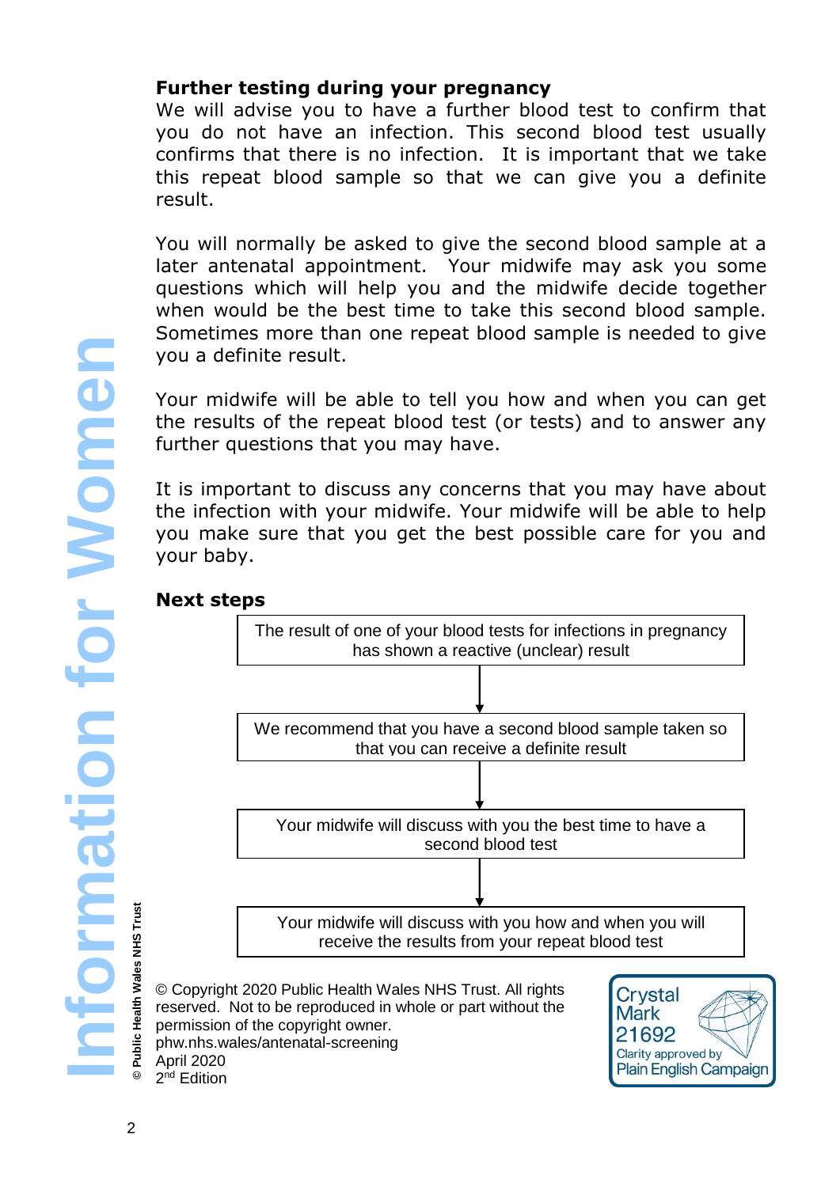**Further testing during your pregnancy**

We will advise you to have a further blood test to confirm that you do not have an infection. This second blood test usually confirms that there is no infection. It is important that we take this repeat blood sample so that we can give you a definite result.

You will normally be asked to give the second blood sample at a later antenatal appointment. Your midwife may ask you some questions which will help you and the midwife decide together when would be the best time to take this second blood sample. Sometimes more than one repeat blood sample is needed to give you a definite result.

Your midwife will be able to tell you how and when you can get the results of the repeat blood test (or tests) and to answer any further questions that you may have.

It is important to discuss any concerns that you may have about the infection with your midwife. Your midwife will be able to help you make sure that you get the best possible care for you and your baby.

**Next steps**

The result of one of your blood tests for infections in pregnancy has shown a reactive (unclear) result

↓

We recommend that you have a second blood sample taken so that you can receive a definite result

↓

Your midwife will discuss with you the best time to have a second blood test

↓

Your midwife will discuss with you how and when you will receive the results from your repeat blood test

© Copyright 2020 Public Health Wales NHS Trust. All rights reserved. Not to be reproduced in whole or part without the permission of the copyright owner.
phw.nhs.wales/antenatal-screening
April 2020
2nd Edition

Crystal Mark 21692
Clarity approved by Plain English Campaign

Information for Women

© Public Health Wales NHS Trust